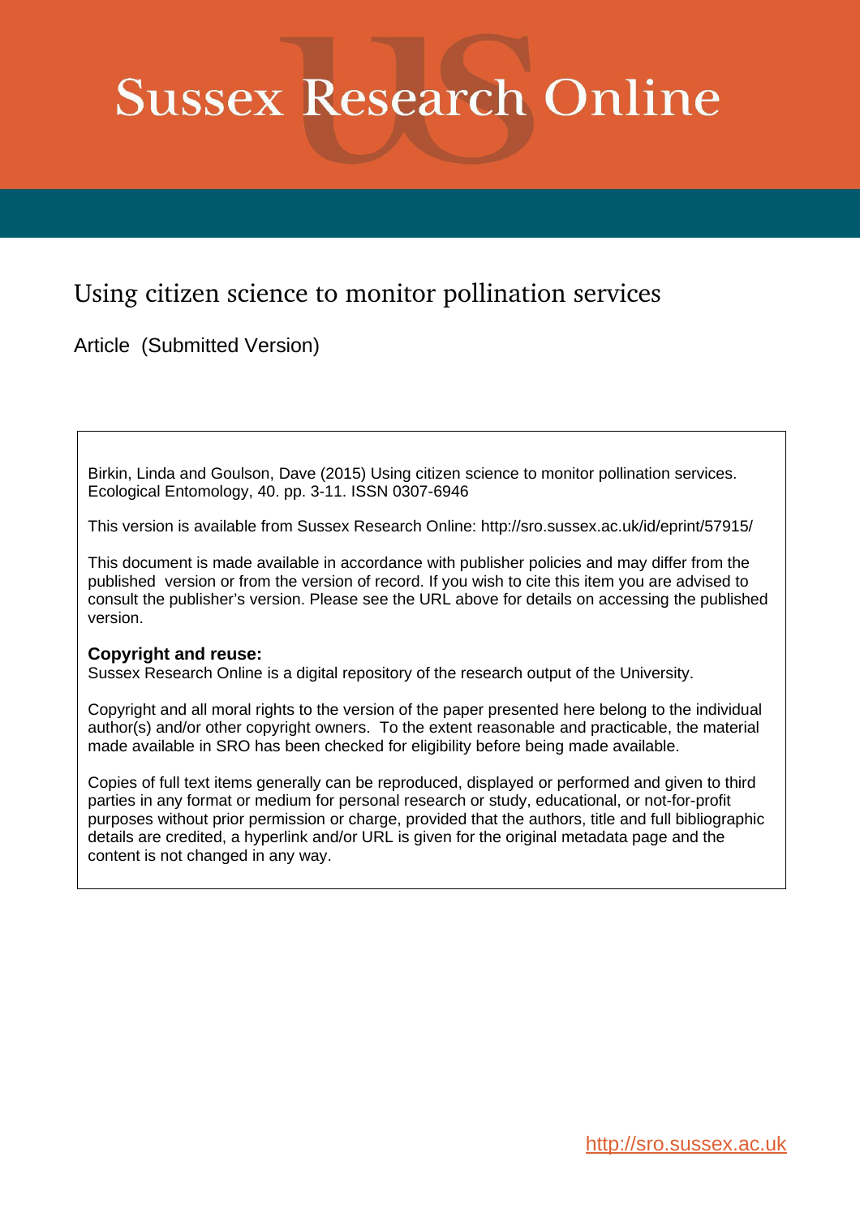# Sussex Research Online

## Using citizen science to monitor pollination services

Article (Submitted Version)

Birkin, Linda and Goulson, Dave (2015) Using citizen science to monitor pollination services. Ecological Entomology, 40. pp. 3-11. ISSN 0307-6946

This version is available from Sussex Research Online: http://sro.sussex.ac.uk/id/eprint/57915/

This document is made available in accordance with publisher policies and may differ from the published version or from the version of record. If you wish to cite this item you are advised to consult the publisher's version. Please see the URL above for details on accessing the published version.

**Copyright and reuse:**
Sussex Research Online is a digital repository of the research output of the University.

Copyright and all moral rights to the version of the paper presented here belong to the individual author(s) and/or other copyright owners. To the extent reasonable and practicable, the material made available in SRO has been checked for eligibility before being made available.

Copies of full text items generally can be reproduced, displayed or performed and given to third parties in any format or medium for personal research or study, educational, or not-for-profit purposes without prior permission or charge, provided that the authors, title and full bibliographic details are credited, a hyperlink and/or URL is given for the original metadata page and the content is not changed in any way.

http://sro.sussex.ac.uk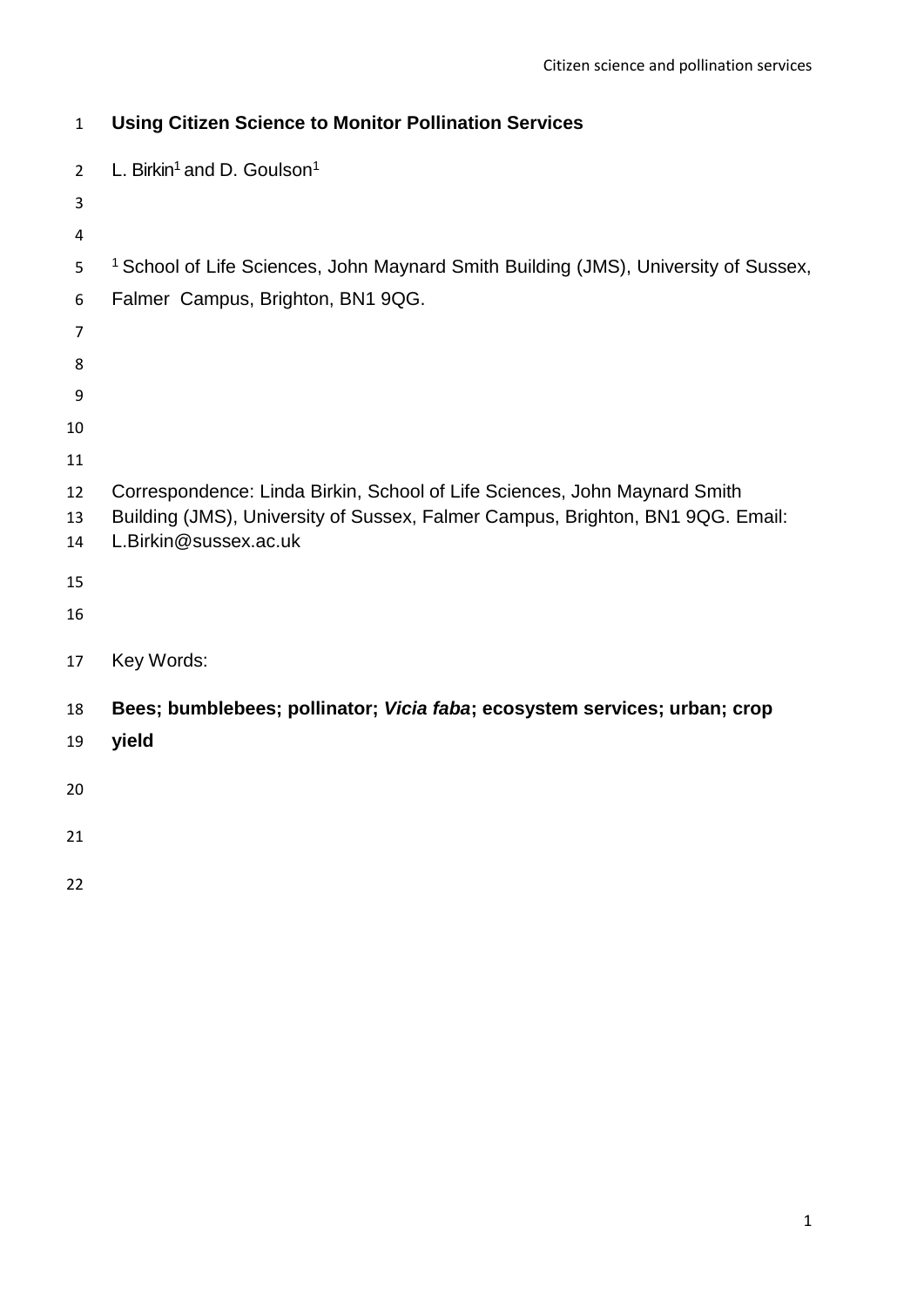# Using Citizen Science to Monitor Pollination Services

L. Birkin[1] and D. Goulson[1]

[1] School of Life Sciences, John Maynard Smith Building (JMS), University of Sussex, Falmer Campus, Brighton, BN1 9QG.

Correspondence: Linda Birkin, School of Life Sciences, John Maynard Smith Building (JMS), University of Sussex, Falmer Campus, Brighton, BN1 9QG. Email: L.Birkin@sussex.ac.uk

Key Words:

**Bees; bumblebees; pollinator; *Vicia faba*; ecosystem services; urban; crop yield**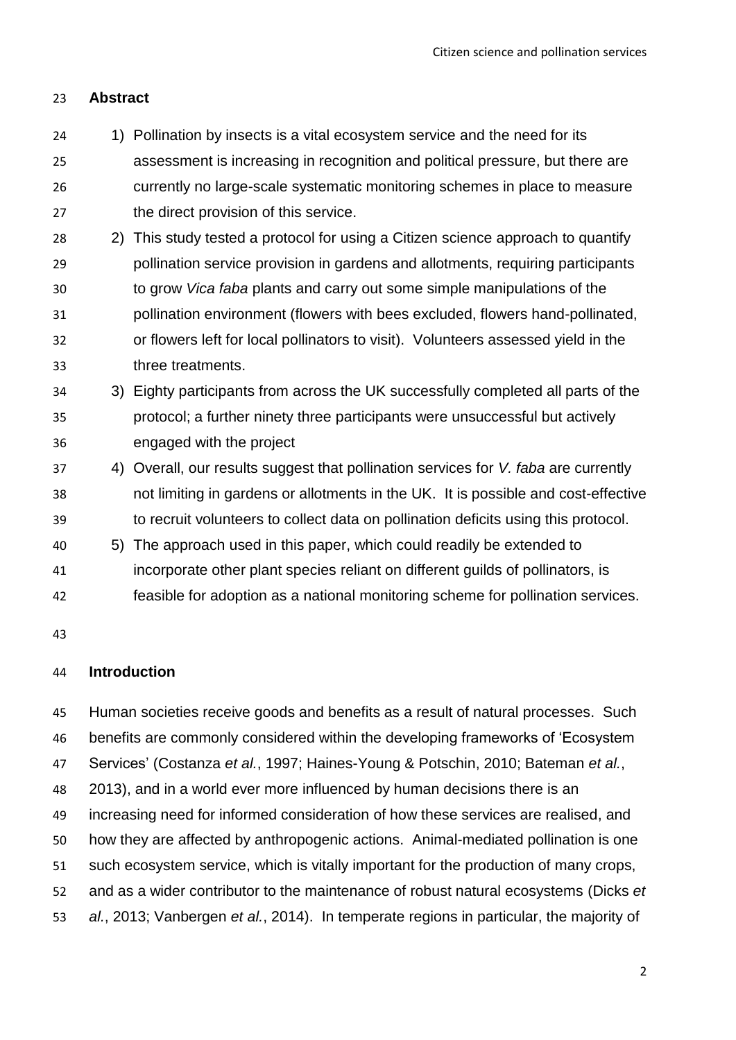## Abstract

1) Pollination by insects is a vital ecosystem service and the need for its assessment is increasing in recognition and political pressure, but there are currently no large-scale systematic monitoring schemes in place to measure the direct provision of this service.
2) This study tested a protocol for using a Citizen science approach to quantify pollination service provision in gardens and allotments, requiring participants to grow *Vica faba* plants and carry out some simple manipulations of the pollination environment (flowers with bees excluded, flowers hand-pollinated, or flowers left for local pollinators to visit). Volunteers assessed yield in the three treatments.
3) Eighty participants from across the UK successfully completed all parts of the protocol; a further ninety three participants were unsuccessful but actively engaged with the project
4) Overall, our results suggest that pollination services for *V. faba* are currently not limiting in gardens or allotments in the UK. It is possible and cost-effective to recruit volunteers to collect data on pollination deficits using this protocol.
5) The approach used in this paper, which could readily be extended to incorporate other plant species reliant on different guilds of pollinators, is feasible for adoption as a national monitoring scheme for pollination services.

## Introduction

Human societies receive goods and benefits as a result of natural processes. Such benefits are commonly considered within the developing frameworks of 'Ecosystem Services' (Costanza *et al.*, 1997; Haines-Young & Potschin, 2010; Bateman *et al.*, 2013), and in a world ever more influenced by human decisions there is an increasing need for informed consideration of how these services are realised, and how they are affected by anthropogenic actions. Animal-mediated pollination is one such ecosystem service, which is vitally important for the production of many crops, and as a wider contributor to the maintenance of robust natural ecosystems (Dicks *et al.*, 2013; Vanbergen *et al.*, 2014). In temperate regions in particular, the majority of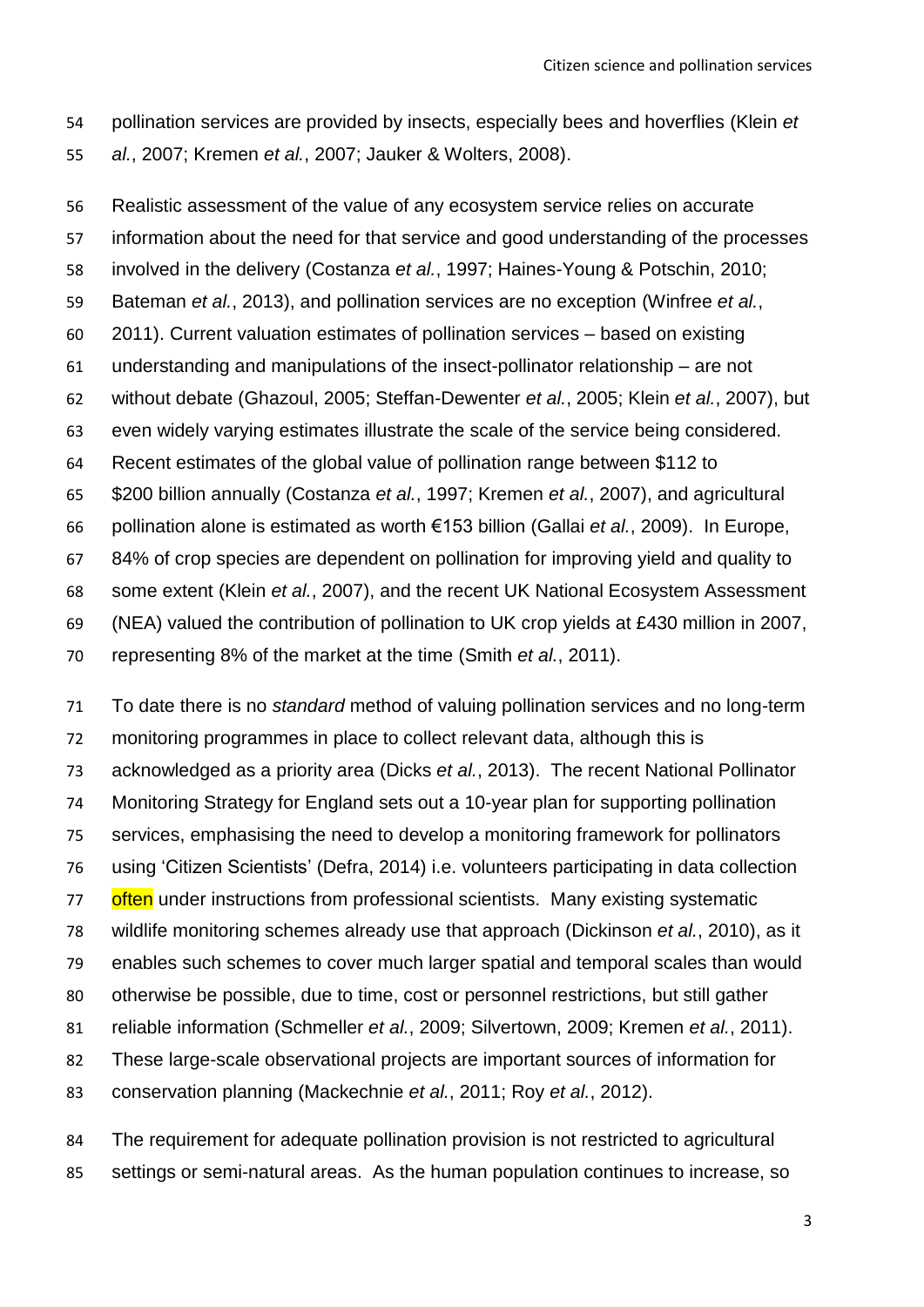pollination services are provided by insects, especially bees and hoverflies (Klein *et al.*, 2007; Kremen *et al.*, 2007; Jauker & Wolters, 2008).

Realistic assessment of the value of any ecosystem service relies on accurate information about the need for that service and good understanding of the processes involved in the delivery (Costanza *et al.*, 1997; Haines-Young & Potschin, 2010; Bateman *et al.*, 2013), and pollination services are no exception (Winfree *et al.*, 2011). Current valuation estimates of pollination services – based on existing understanding and manipulations of the insect-pollinator relationship – are not without debate (Ghazoul, 2005; Steffan-Dewenter *et al.*, 2005; Klein *et al.*, 2007), but even widely varying estimates illustrate the scale of the service being considered. Recent estimates of the global value of pollination range between \$112 to \$200 billion annually (Costanza *et al.*, 1997; Kremen *et al.*, 2007), and agricultural pollination alone is estimated as worth €153 billion (Gallai *et al.*, 2009). In Europe, 84% of crop species are dependent on pollination for improving yield and quality to some extent (Klein *et al.*, 2007), and the recent UK National Ecosystem Assessment (NEA) valued the contribution of pollination to UK crop yields at £430 million in 2007, representing 8% of the market at the time (Smith *et al.*, 2011).

To date there is no *standard* method of valuing pollination services and no long-term monitoring programmes in place to collect relevant data, although this is acknowledged as a priority area (Dicks *et al.*, 2013). The recent National Pollinator Monitoring Strategy for England sets out a 10-year plan for supporting pollination services, emphasising the need to develop a monitoring framework for pollinators using 'Citizen Scientists' (Defra, 2014) i.e. volunteers participating in data collection often under instructions from professional scientists. Many existing systematic wildlife monitoring schemes already use that approach (Dickinson *et al.*, 2010), as it enables such schemes to cover much larger spatial and temporal scales than would otherwise be possible, due to time, cost or personnel restrictions, but still gather reliable information (Schmeller *et al.*, 2009; Silvertown, 2009; Kremen *et al.*, 2011). These large-scale observational projects are important sources of information for conservation planning (Mackechnie *et al.*, 2011; Roy *et al.*, 2012).

The requirement for adequate pollination provision is not restricted to agricultural settings or semi-natural areas. As the human population continues to increase, so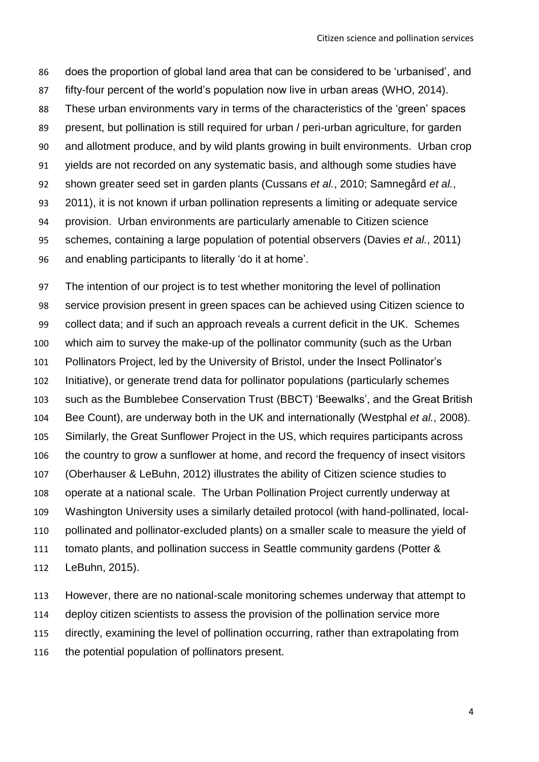does the proportion of global land area that can be considered to be 'urbanised', and fifty-four percent of the world's population now live in urban areas (WHO, 2014). These urban environments vary in terms of the characteristics of the 'green' spaces present, but pollination is still required for urban / peri-urban agriculture, for garden and allotment produce, and by wild plants growing in built environments. Urban crop yields are not recorded on any systematic basis, and although some studies have shown greater seed set in garden plants (Cussans *et al.*, 2010; Samnegård *et al.*, 2011), it is not known if urban pollination represents a limiting or adequate service provision. Urban environments are particularly amenable to Citizen science schemes, containing a large population of potential observers (Davies *et al.*, 2011) and enabling participants to literally 'do it at home'.

The intention of our project is to test whether monitoring the level of pollination service provision present in green spaces can be achieved using Citizen science to collect data; and if such an approach reveals a current deficit in the UK. Schemes which aim to survey the make-up of the pollinator community (such as the Urban Pollinators Project, led by the University of Bristol, under the Insect Pollinator's Initiative), or generate trend data for pollinator populations (particularly schemes such as the Bumblebee Conservation Trust (BBCT) 'Beewalks', and the Great British Bee Count), are underway both in the UK and internationally (Westphal *et al.*, 2008). Similarly, the Great Sunflower Project in the US, which requires participants across the country to grow a sunflower at home, and record the frequency of insect visitors (Oberhauser & LeBuhn, 2012) illustrates the ability of Citizen science studies to operate at a national scale. The Urban Pollination Project currently underway at Washington University uses a similarly detailed protocol (with hand-pollinated, local-pollinated and pollinator-excluded plants) on a smaller scale to measure the yield of tomato plants, and pollination success in Seattle community gardens (Potter & LeBuhn, 2015).

However, there are no national-scale monitoring schemes underway that attempt to deploy citizen scientists to assess the provision of the pollination service more directly, examining the level of pollination occurring, rather than extrapolating from the potential population of pollinators present.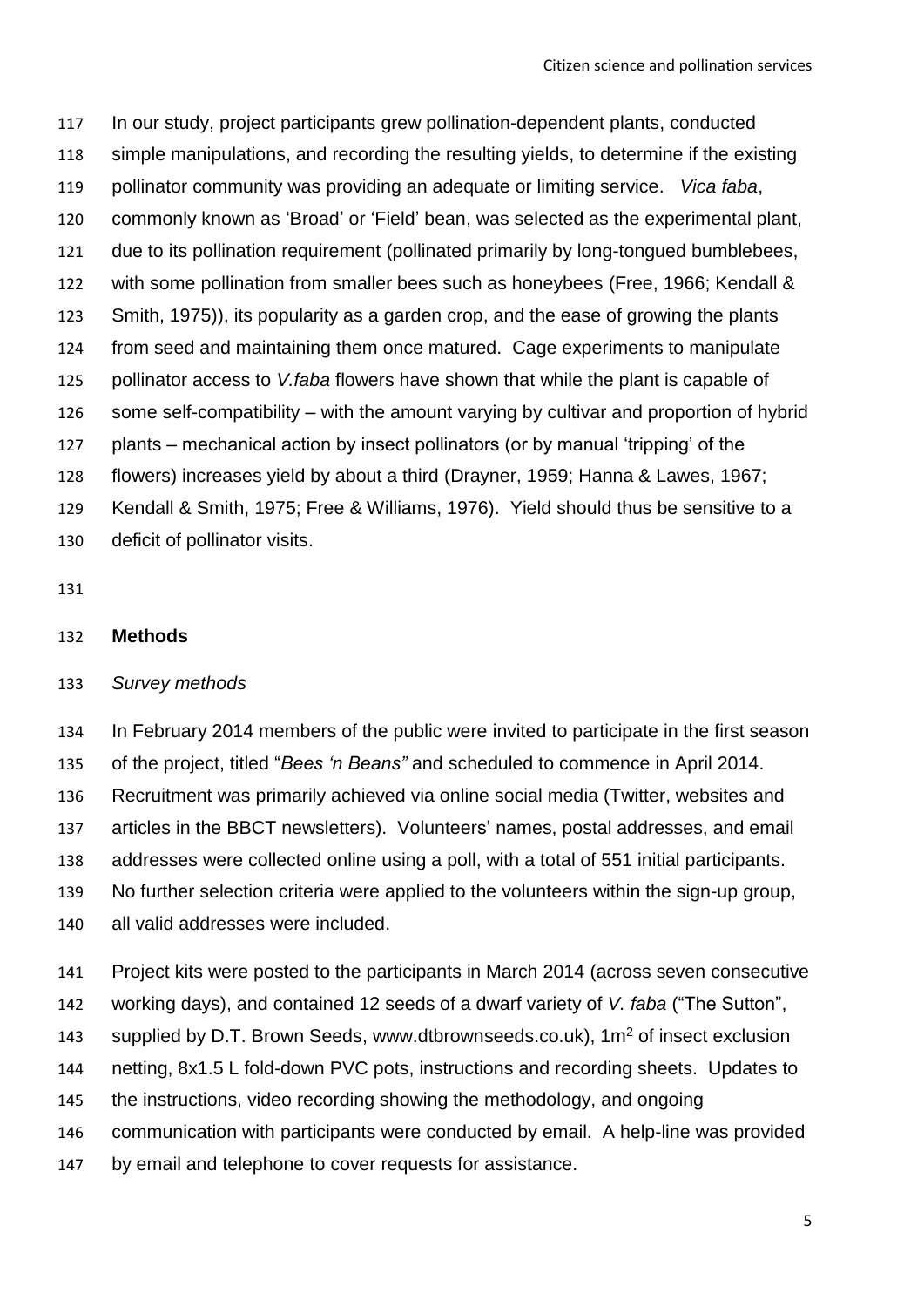In our study, project participants grew pollination-dependent plants, conducted simple manipulations, and recording the resulting yields, to determine if the existing pollinator community was providing an adequate or limiting service. *Vica faba*, commonly known as 'Broad' or 'Field' bean, was selected as the experimental plant, due to its pollination requirement (pollinated primarily by long-tongued bumblebees, with some pollination from smaller bees such as honeybees (Free, 1966; Kendall & Smith, 1975)), its popularity as a garden crop, and the ease of growing the plants from seed and maintaining them once matured. Cage experiments to manipulate pollinator access to *V.faba* flowers have shown that while the plant is capable of some self-compatibility – with the amount varying by cultivar and proportion of hybrid plants – mechanical action by insect pollinators (or by manual 'tripping' of the flowers) increases yield by about a third (Drayner, 1959; Hanna & Lawes, 1967; Kendall & Smith, 1975; Free & Williams, 1976). Yield should thus be sensitive to a deficit of pollinator visits.

## Methods

### *Survey methods*

In February 2014 members of the public were invited to participate in the first season of the project, titled "*Bees 'n Beans"* and scheduled to commence in April 2014. Recruitment was primarily achieved via online social media (Twitter, websites and articles in the BBCT newsletters). Volunteers' names, postal addresses, and email addresses were collected online using a poll, with a total of 551 initial participants. No further selection criteria were applied to the volunteers within the sign-up group, all valid addresses were included.

Project kits were posted to the participants in March 2014 (across seven consecutive working days), and contained 12 seeds of a dwarf variety of *V. faba* ("The Sutton", supplied by D.T. Brown Seeds, www.dtbrownseeds.co.uk), 1m$^2$ of insect exclusion netting, 8x1.5 L fold-down PVC pots, instructions and recording sheets. Updates to the instructions, video recording showing the methodology, and ongoing communication with participants were conducted by email. A help-line was provided by email and telephone to cover requests for assistance.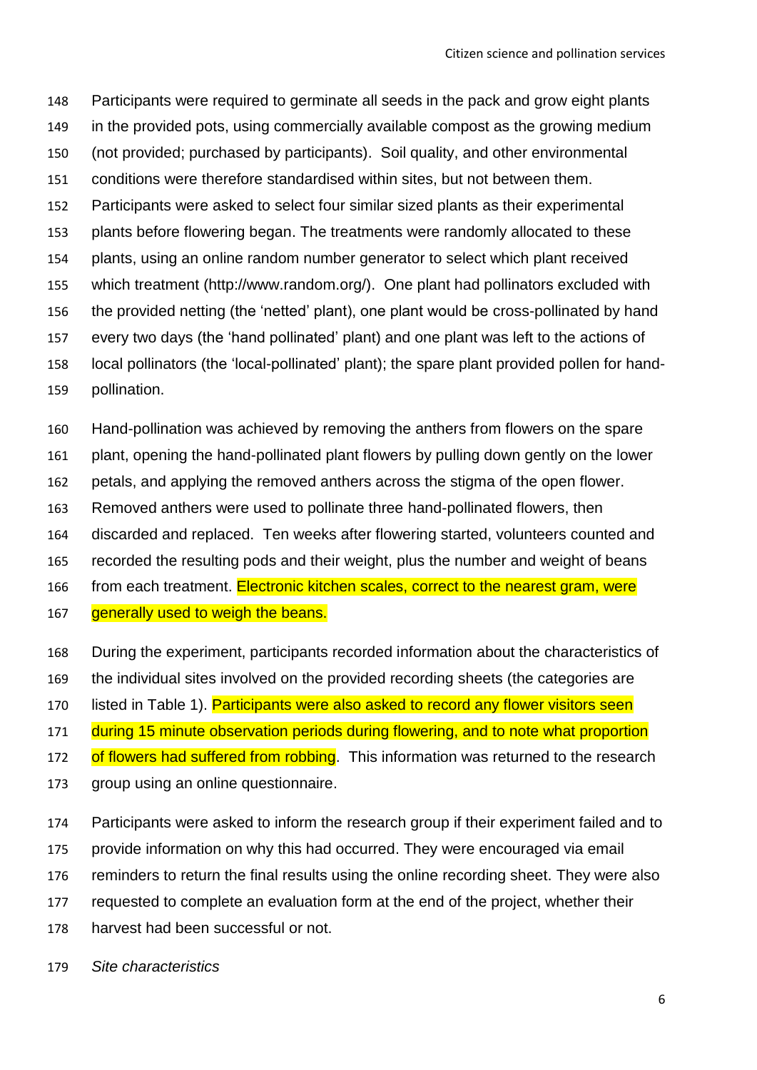Participants were required to germinate all seeds in the pack and grow eight plants in the provided pots, using commercially available compost as the growing medium (not provided; purchased by participants). Soil quality, and other environmental conditions were therefore standardised within sites, but not between them. Participants were asked to select four similar sized plants as their experimental plants before flowering began. The treatments were randomly allocated to these plants, using an online random number generator to select which plant received which treatment (http://www.random.org/). One plant had pollinators excluded with the provided netting (the 'netted' plant), one plant would be cross-pollinated by hand every two days (the 'hand pollinated' plant) and one plant was left to the actions of local pollinators (the 'local-pollinated' plant); the spare plant provided pollen for hand-pollination.

Hand-pollination was achieved by removing the anthers from flowers on the spare plant, opening the hand-pollinated plant flowers by pulling down gently on the lower petals, and applying the removed anthers across the stigma of the open flower. Removed anthers were used to pollinate three hand-pollinated flowers, then discarded and replaced. Ten weeks after flowering started, volunteers counted and recorded the resulting pods and their weight, plus the number and weight of beans from each treatment. Electronic kitchen scales, correct to the nearest gram, were generally used to weigh the beans.

During the experiment, participants recorded information about the characteristics of the individual sites involved on the provided recording sheets (the categories are listed in Table 1). Participants were also asked to record any flower visitors seen during 15 minute observation periods during flowering, and to note what proportion of flowers had suffered from robbing. This information was returned to the research group using an online questionnaire.

Participants were asked to inform the research group if their experiment failed and to provide information on why this had occurred. They were encouraged via email reminders to return the final results using the online recording sheet. They were also requested to complete an evaluation form at the end of the project, whether their harvest had been successful or not.

*Site characteristics*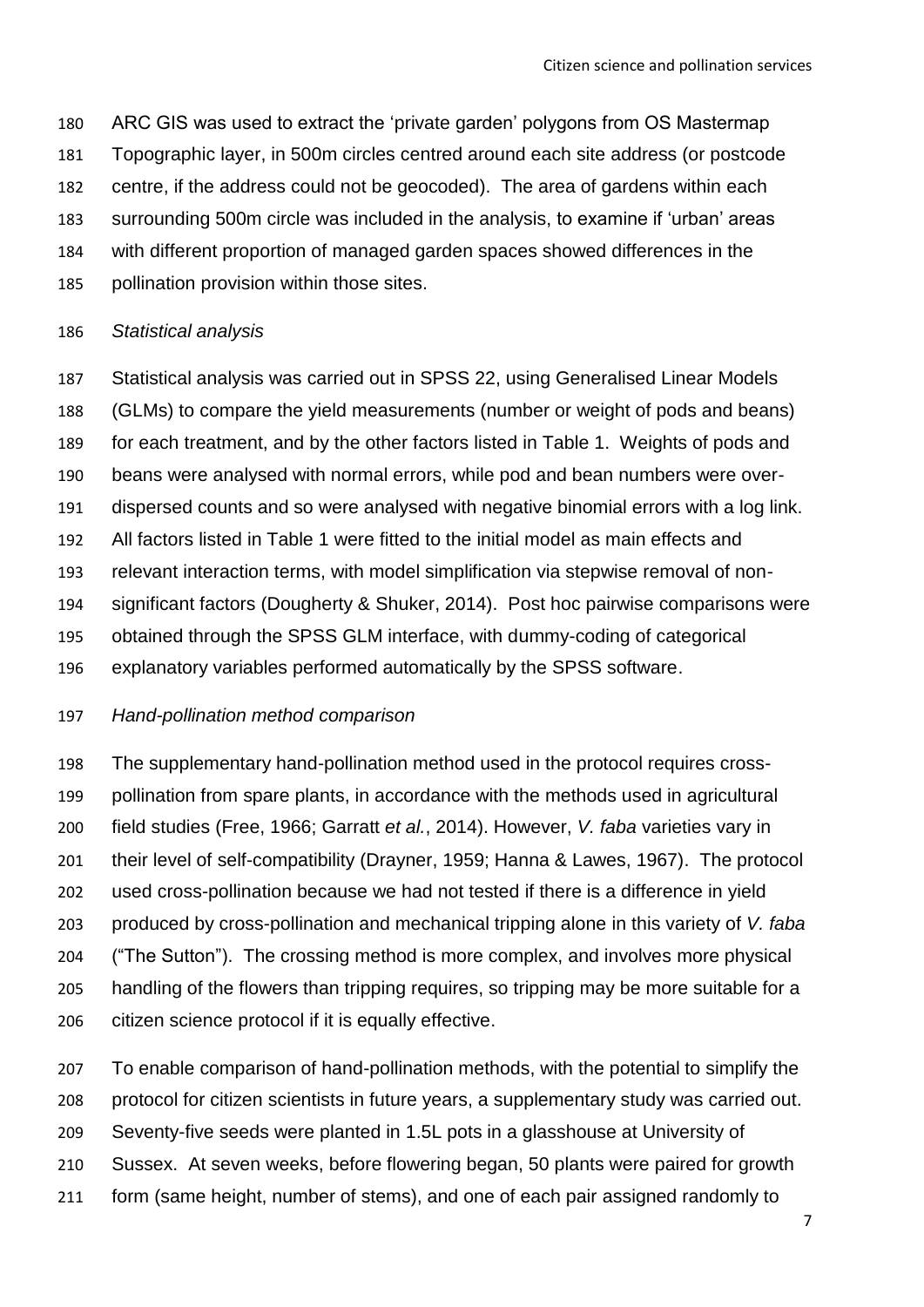ARC GIS was used to extract the 'private garden' polygons from OS Mastermap Topographic layer, in 500m circles centred around each site address (or postcode centre, if the address could not be geocoded). The area of gardens within each surrounding 500m circle was included in the analysis, to examine if 'urban' areas with different proportion of managed garden spaces showed differences in the pollination provision within those sites.

*Statistical analysis*

Statistical analysis was carried out in SPSS 22, using Generalised Linear Models (GLMs) to compare the yield measurements (number or weight of pods and beans) for each treatment, and by the other factors listed in Table 1. Weights of pods and beans were analysed with normal errors, while pod and bean numbers were over-dispersed counts and so were analysed with negative binomial errors with a log link. All factors listed in Table 1 were fitted to the initial model as main effects and relevant interaction terms, with model simplification via stepwise removal of non-significant factors (Dougherty & Shuker, 2014). Post hoc pairwise comparisons were obtained through the SPSS GLM interface, with dummy-coding of categorical explanatory variables performed automatically by the SPSS software.

*Hand-pollination method comparison*

The supplementary hand-pollination method used in the protocol requires cross-pollination from spare plants, in accordance with the methods used in agricultural field studies (Free, 1966; Garratt *et al.*, 2014). However, *V. faba* varieties vary in their level of self-compatibility (Drayner, 1959; Hanna & Lawes, 1967). The protocol used cross-pollination because we had not tested if there is a difference in yield produced by cross-pollination and mechanical tripping alone in this variety of *V. faba* ("The Sutton"). The crossing method is more complex, and involves more physical handling of the flowers than tripping requires, so tripping may be more suitable for a citizen science protocol if it is equally effective.

To enable comparison of hand-pollination methods, with the potential to simplify the protocol for citizen scientists in future years, a supplementary study was carried out. Seventy-five seeds were planted in 1.5L pots in a glasshouse at University of Sussex. At seven weeks, before flowering began, 50 plants were paired for growth form (same height, number of stems), and one of each pair assigned randomly to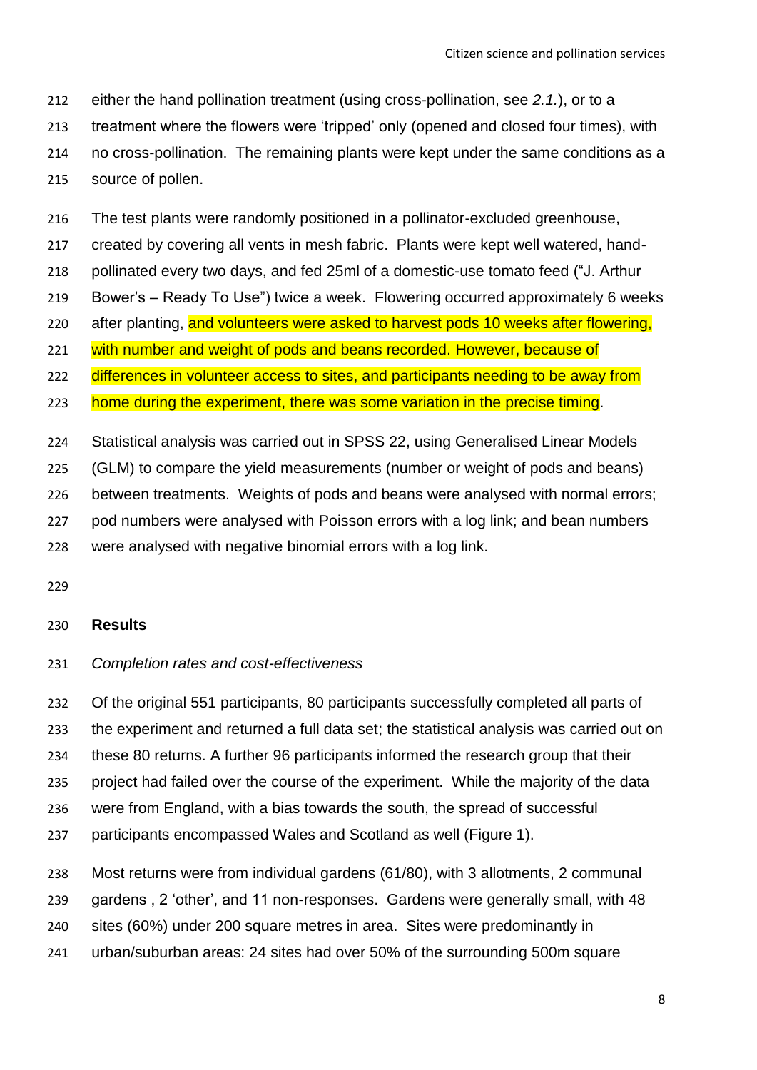either the hand pollination treatment (using cross-pollination, see *2.1.*), or to a treatment where the flowers were 'tripped' only (opened and closed four times), with no cross-pollination. The remaining plants were kept under the same conditions as a source of pollen.

The test plants were randomly positioned in a pollinator-excluded greenhouse, created by covering all vents in mesh fabric. Plants were kept well watered, hand-pollinated every two days, and fed 25ml of a domestic-use tomato feed ("J. Arthur Bower's – Ready To Use") twice a week. Flowering occurred approximately 6 weeks after planting, and volunteers were asked to harvest pods 10 weeks after flowering, with number and weight of pods and beans recorded. However, because of differences in volunteer access to sites, and participants needing to be away from home during the experiment, there was some variation in the precise timing.

Statistical analysis was carried out in SPSS 22, using Generalised Linear Models (GLM) to compare the yield measurements (number or weight of pods and beans) between treatments. Weights of pods and beans were analysed with normal errors; pod numbers were analysed with Poisson errors with a log link; and bean numbers were analysed with negative binomial errors with a log link.

## Results

### *Completion rates and cost-effectiveness*

Of the original 551 participants, 80 participants successfully completed all parts of the experiment and returned a full data set; the statistical analysis was carried out on these 80 returns. A further 96 participants informed the research group that their project had failed over the course of the experiment. While the majority of the data were from England, with a bias towards the south, the spread of successful participants encompassed Wales and Scotland as well (Figure 1).

Most returns were from individual gardens (61/80), with 3 allotments, 2 communal gardens , 2 'other', and 11 non-responses. Gardens were generally small, with 48 sites (60%) under 200 square metres in area. Sites were predominantly in urban/suburban areas: 24 sites had over 50% of the surrounding 500m square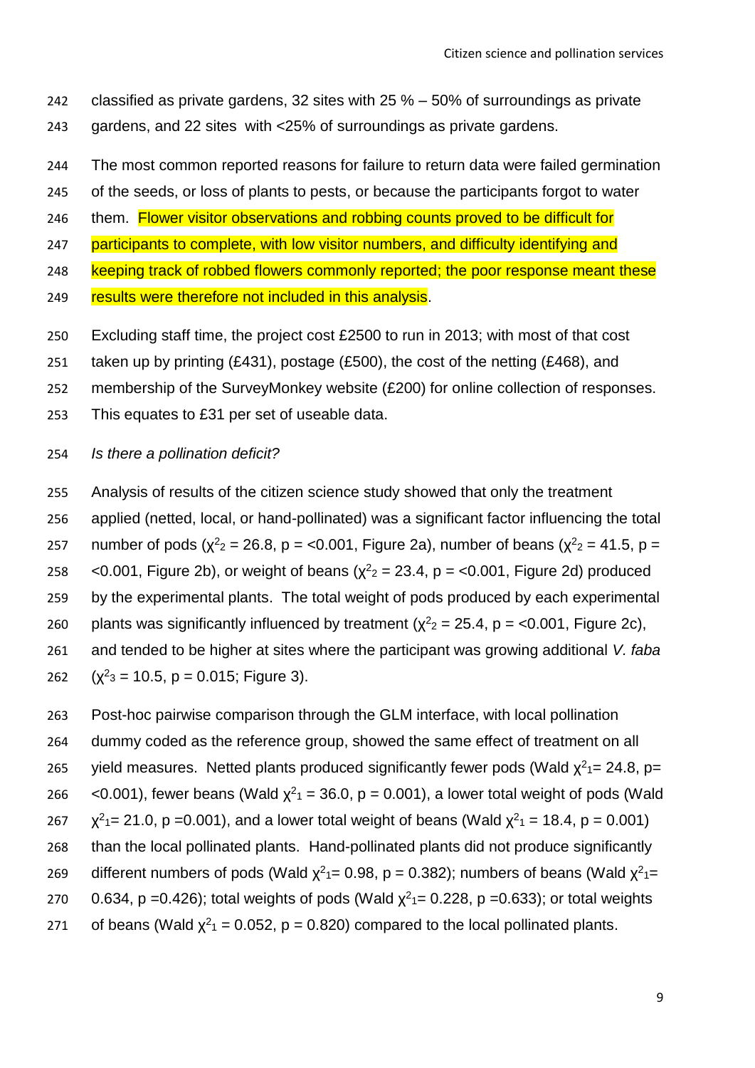classified as private gardens, 32 sites with 25 % – 50% of surroundings as private gardens, and 22 sites with <25% of surroundings as private gardens.

The most common reported reasons for failure to return data were failed germination of the seeds, or loss of plants to pests, or because the participants forgot to water them. Flower visitor observations and robbing counts proved to be difficult for participants to complete, with low visitor numbers, and difficulty identifying and keeping track of robbed flowers commonly reported; the poor response meant these results were therefore not included in this analysis.

Excluding staff time, the project cost £2500 to run in 2013; with most of that cost taken up by printing (£431), postage (£500), the cost of the netting (£468), and membership of the SurveyMonkey website (£200) for online collection of responses. This equates to £31 per set of useable data.

*Is there a pollination deficit?*

Analysis of results of the citizen science study showed that only the treatment applied (netted, local, or hand-pollinated) was a significant factor influencing the total number of pods ($\chi^2_2$ = 26.8, p = <0.001, Figure 2a), number of beans ($\chi^2_2$ = 41.5, p = <0.001, Figure 2b), or weight of beans ($\chi^2_2$ = 23.4, p = <0.001, Figure 2d) produced by the experimental plants. The total weight of pods produced by each experimental plants was significantly influenced by treatment ($\chi^2_2$ = 25.4, p = <0.001, Figure 2c), and tended to be higher at sites where the participant was growing additional *V. faba* ($\chi^2_3$ = 10.5, p = 0.015; Figure 3).

Post-hoc pairwise comparison through the GLM interface, with local pollination dummy coded as the reference group, showed the same effect of treatment on all yield measures. Netted plants produced significantly fewer pods (Wald $\chi^2_1$= 24.8, p= <0.001), fewer beans (Wald $\chi^2_1$ = 36.0, p = 0.001), a lower total weight of pods (Wald $\chi^2_1$= 21.0, p =0.001), and a lower total weight of beans (Wald $\chi^2_1$ = 18.4, p = 0.001) than the local pollinated plants. Hand-pollinated plants did not produce significantly different numbers of pods (Wald $\chi^2_1$= 0.98, p = 0.382); numbers of beans (Wald $\chi^2_1$= 0.634, p =0.426); total weights of pods (Wald $\chi^2_1$= 0.228, p =0.633); or total weights of beans (Wald $\chi^2_1$ = 0.052, p = 0.820) compared to the local pollinated plants.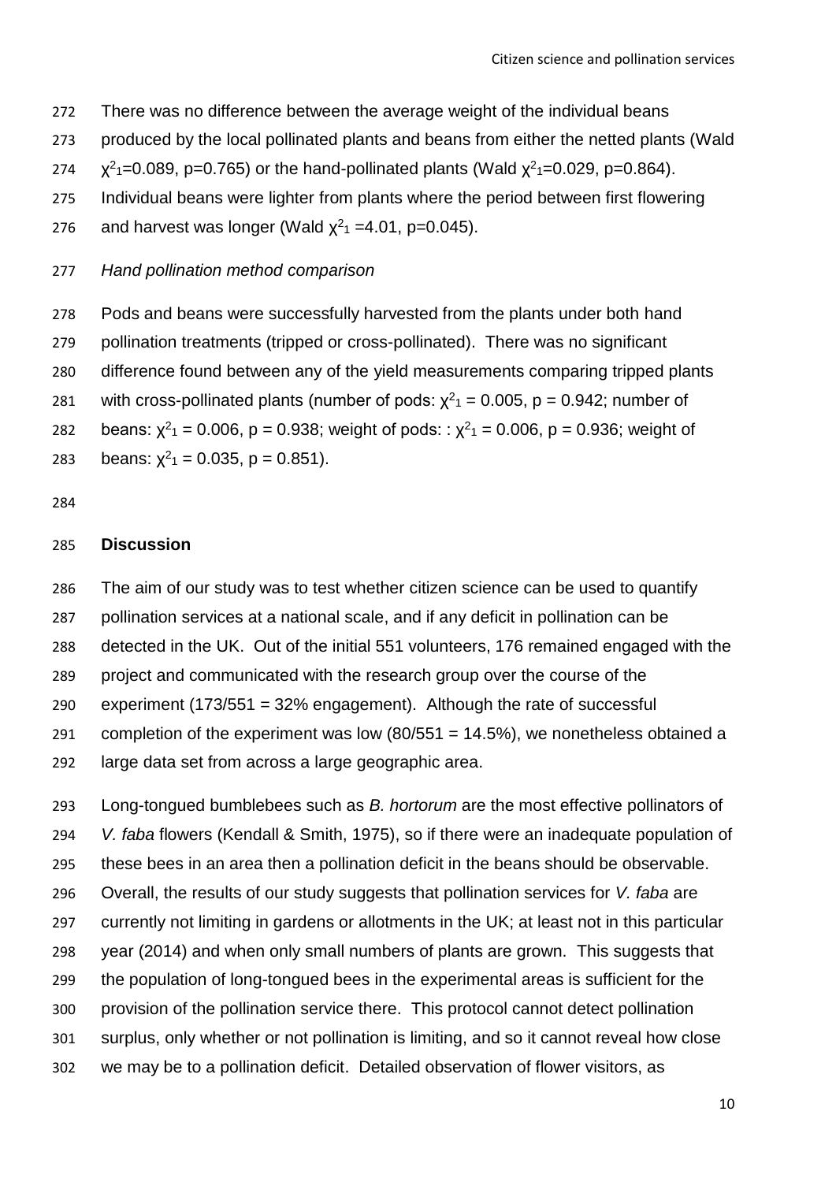There was no difference between the average weight of the individual beans produced by the local pollinated plants and beans from either the netted plants (Wald $\chi^2_1$=0.089, p=0.765) or the hand-pollinated plants (Wald $\chi^2_1$=0.029, p=0.864). Individual beans were lighter from plants where the period between first flowering and harvest was longer (Wald $\chi^2_1$ =4.01, p=0.045).

*Hand pollination method comparison*

Pods and beans were successfully harvested from the plants under both hand pollination treatments (tripped or cross-pollinated). There was no significant difference found between any of the yield measurements comparing tripped plants with cross-pollinated plants (number of pods: $\chi^2_1$ = 0.005, p = 0.942; number of beans: $\chi^2_1$ = 0.006, p = 0.938; weight of pods: : $\chi^2_1$ = 0.006, p = 0.936; weight of beans: $\chi^2_1$ = 0.035, p = 0.851).

## Discussion

The aim of our study was to test whether citizen science can be used to quantify pollination services at a national scale, and if any deficit in pollination can be detected in the UK. Out of the initial 551 volunteers, 176 remained engaged with the project and communicated with the research group over the course of the experiment (173/551 = 32% engagement). Although the rate of successful completion of the experiment was low (80/551 = 14.5%), we nonetheless obtained a large data set from across a large geographic area.

Long-tongued bumblebees such as *B. hortorum* are the most effective pollinators of *V. faba* flowers (Kendall & Smith, 1975), so if there were an inadequate population of these bees in an area then a pollination deficit in the beans should be observable. Overall, the results of our study suggests that pollination services for *V. faba* are currently not limiting in gardens or allotments in the UK; at least not in this particular year (2014) and when only small numbers of plants are grown. This suggests that the population of long-tongued bees in the experimental areas is sufficient for the provision of the pollination service there. This protocol cannot detect pollination surplus, only whether or not pollination is limiting, and so it cannot reveal how close we may be to a pollination deficit. Detailed observation of flower visitors, as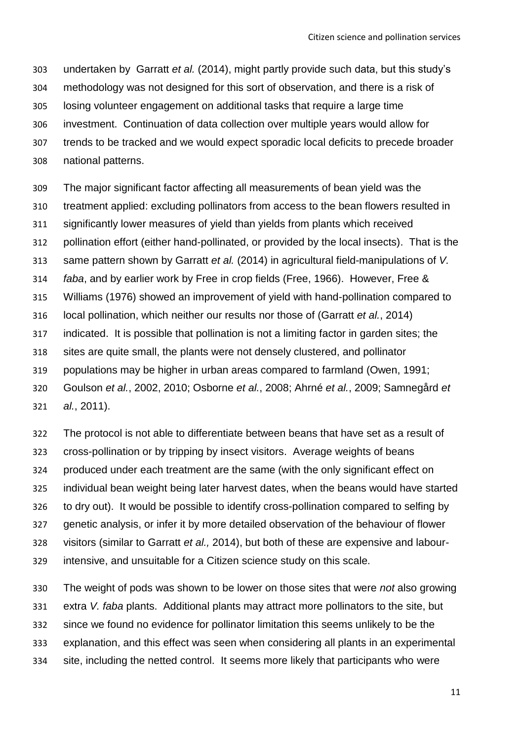undertaken by Garratt *et al.* (2014), might partly provide such data, but this study's methodology was not designed for this sort of observation, and there is a risk of losing volunteer engagement on additional tasks that require a large time investment. Continuation of data collection over multiple years would allow for trends to be tracked and we would expect sporadic local deficits to precede broader national patterns.

The major significant factor affecting all measurements of bean yield was the treatment applied: excluding pollinators from access to the bean flowers resulted in significantly lower measures of yield than yields from plants which received pollination effort (either hand-pollinated, or provided by the local insects). That is the same pattern shown by Garratt *et al.* (2014) in agricultural field-manipulations of *V. faba*, and by earlier work by Free in crop fields (Free, 1966). However, Free & Williams (1976) showed an improvement of yield with hand-pollination compared to local pollination, which neither our results nor those of (Garratt *et al.*, 2014) indicated. It is possible that pollination is not a limiting factor in garden sites; the sites are quite small, the plants were not densely clustered, and pollinator populations may be higher in urban areas compared to farmland (Owen, 1991; Goulson *et al.*, 2002, 2010; Osborne *et al.*, 2008; Ahrné *et al.*, 2009; Samnegård *et al.*, 2011).

The protocol is not able to differentiate between beans that have set as a result of cross-pollination or by tripping by insect visitors. Average weights of beans produced under each treatment are the same (with the only significant effect on individual bean weight being later harvest dates, when the beans would have started to dry out). It would be possible to identify cross-pollination compared to selfing by genetic analysis, or infer it by more detailed observation of the behaviour of flower visitors (similar to Garratt *et al.,* 2014), but both of these are expensive and labour-intensive, and unsuitable for a Citizen science study on this scale.

The weight of pods was shown to be lower on those sites that were *not* also growing extra *V. faba* plants. Additional plants may attract more pollinators to the site, but since we found no evidence for pollinator limitation this seems unlikely to be the explanation, and this effect was seen when considering all plants in an experimental site, including the netted control. It seems more likely that participants who were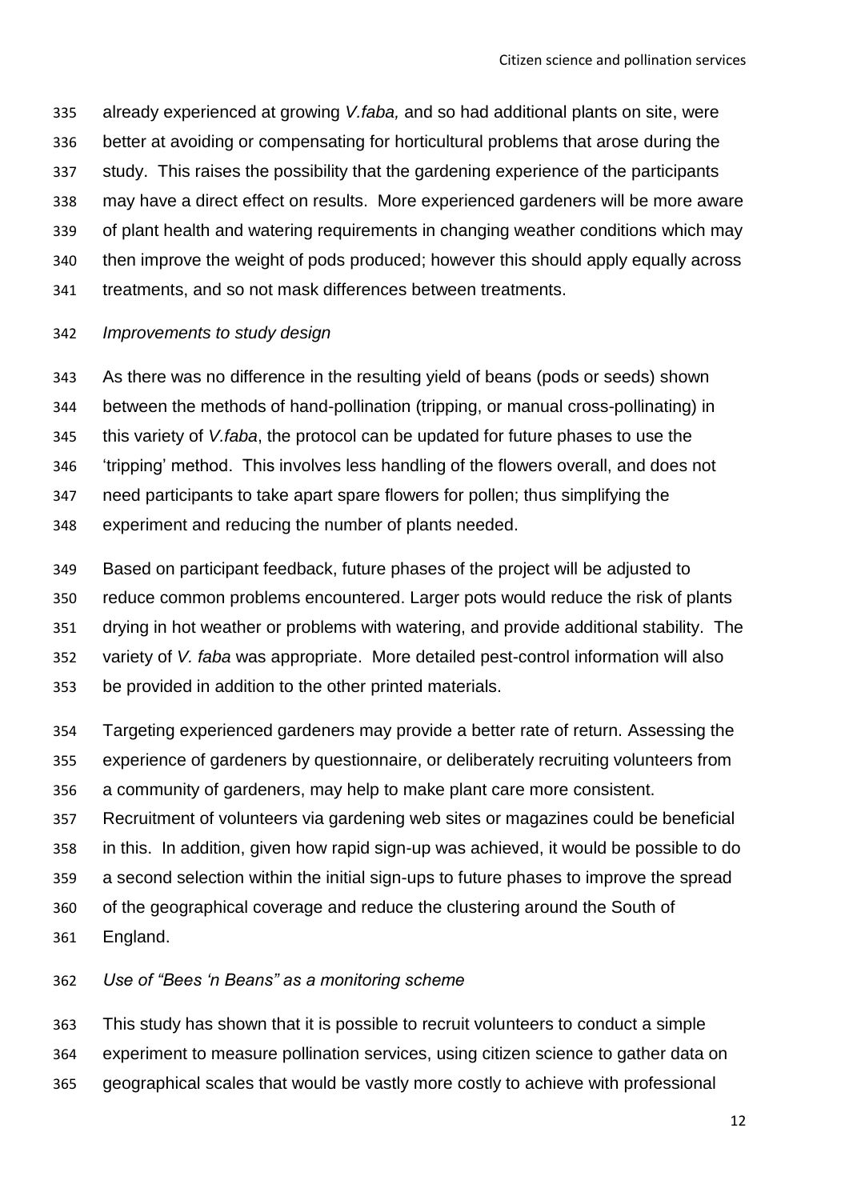already experienced at growing *V.faba,* and so had additional plants on site, were better at avoiding or compensating for horticultural problems that arose during the study. This raises the possibility that the gardening experience of the participants may have a direct effect on results. More experienced gardeners will be more aware of plant health and watering requirements in changing weather conditions which may then improve the weight of pods produced; however this should apply equally across treatments, and so not mask differences between treatments.

*Improvements to study design*

As there was no difference in the resulting yield of beans (pods or seeds) shown between the methods of hand-pollination (tripping, or manual cross-pollinating) in this variety of *V.faba*, the protocol can be updated for future phases to use the 'tripping' method. This involves less handling of the flowers overall, and does not need participants to take apart spare flowers for pollen; thus simplifying the experiment and reducing the number of plants needed.

Based on participant feedback, future phases of the project will be adjusted to reduce common problems encountered. Larger pots would reduce the risk of plants drying in hot weather or problems with watering, and provide additional stability. The variety of *V. faba* was appropriate. More detailed pest-control information will also be provided in addition to the other printed materials.

Targeting experienced gardeners may provide a better rate of return. Assessing the experience of gardeners by questionnaire, or deliberately recruiting volunteers from a community of gardeners, may help to make plant care more consistent. Recruitment of volunteers via gardening web sites or magazines could be beneficial in this. In addition, given how rapid sign-up was achieved, it would be possible to do a second selection within the initial sign-ups to future phases to improve the spread of the geographical coverage and reduce the clustering around the South of England.

*Use of "Bees 'n Beans" as a monitoring scheme*

This study has shown that it is possible to recruit volunteers to conduct a simple experiment to measure pollination services, using citizen science to gather data on geographical scales that would be vastly more costly to achieve with professional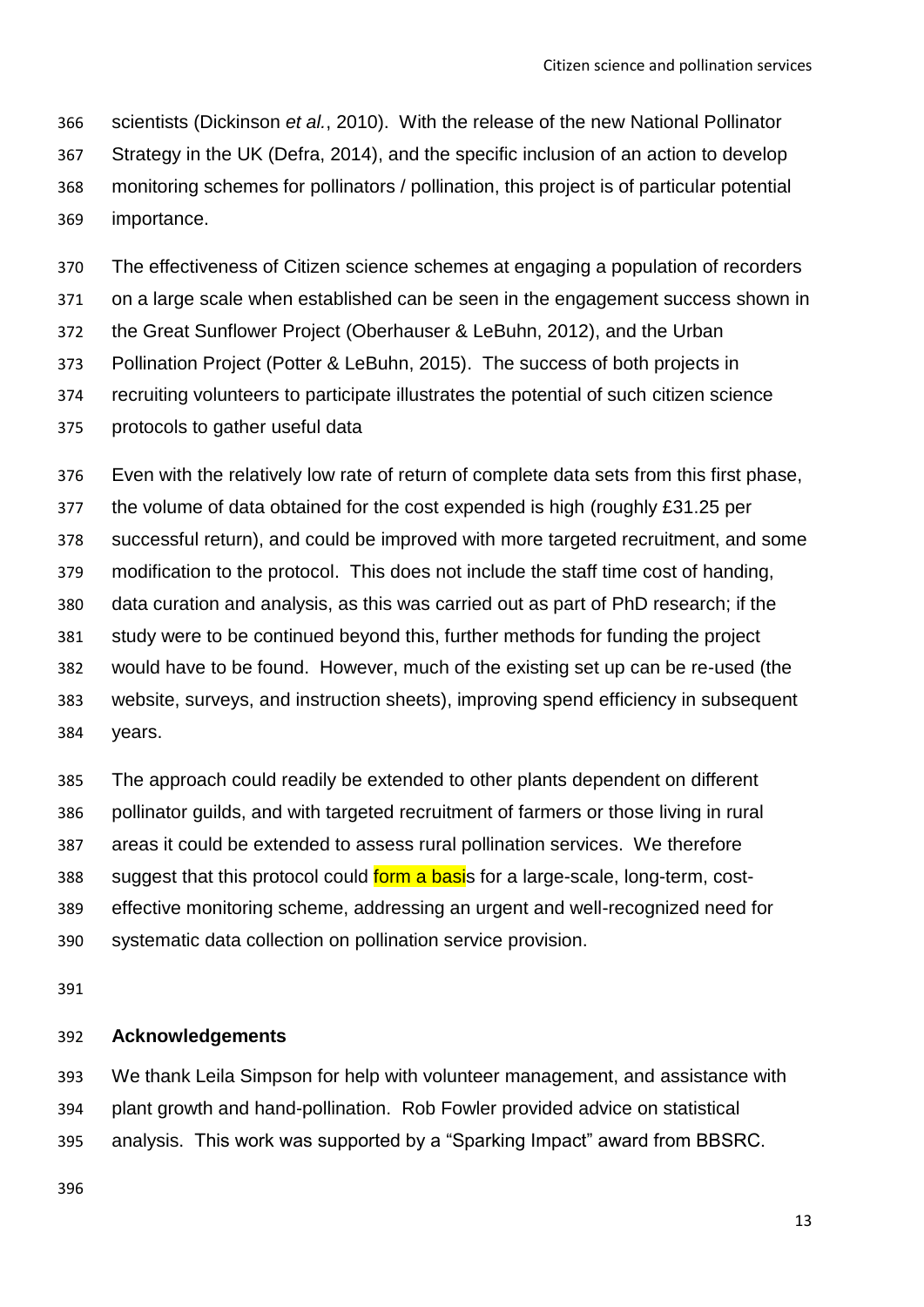scientists (Dickinson *et al.*, 2010). With the release of the new National Pollinator Strategy in the UK (Defra, 2014), and the specific inclusion of an action to develop monitoring schemes for pollinators / pollination, this project is of particular potential importance.

The effectiveness of Citizen science schemes at engaging a population of recorders on a large scale when established can be seen in the engagement success shown in the Great Sunflower Project (Oberhauser & LeBuhn, 2012), and the Urban Pollination Project (Potter & LeBuhn, 2015). The success of both projects in recruiting volunteers to participate illustrates the potential of such citizen science protocols to gather useful data

Even with the relatively low rate of return of complete data sets from this first phase, the volume of data obtained for the cost expended is high (roughly £31.25 per successful return), and could be improved with more targeted recruitment, and some modification to the protocol. This does not include the staff time cost of handing, data curation and analysis, as this was carried out as part of PhD research; if the study were to be continued beyond this, further methods for funding the project would have to be found. However, much of the existing set up can be re-used (the website, surveys, and instruction sheets), improving spend efficiency in subsequent years.

The approach could readily be extended to other plants dependent on different pollinator guilds, and with targeted recruitment of farmers or those living in rural areas it could be extended to assess rural pollination services. We therefore suggest that this protocol could form a basis for a large-scale, long-term, cost-effective monitoring scheme, addressing an urgent and well-recognized need for systematic data collection on pollination service provision.

## Acknowledgements

We thank Leila Simpson for help with volunteer management, and assistance with plant growth and hand-pollination. Rob Fowler provided advice on statistical analysis. This work was supported by a "Sparking Impact" award from BBSRC.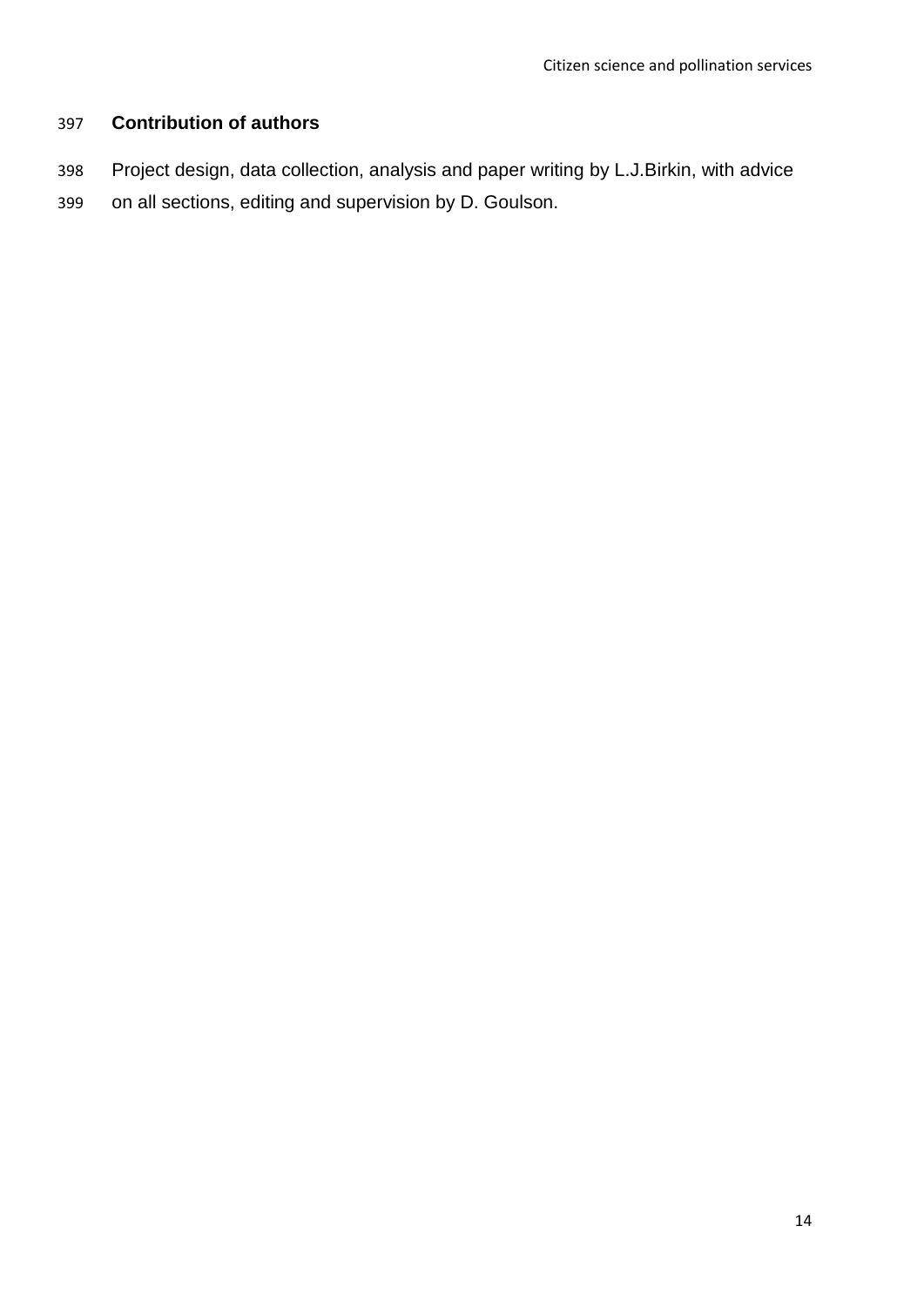## Contribution of authors

Project design, data collection, analysis and paper writing by L.J.Birkin, with advice on all sections, editing and supervision by D. Goulson.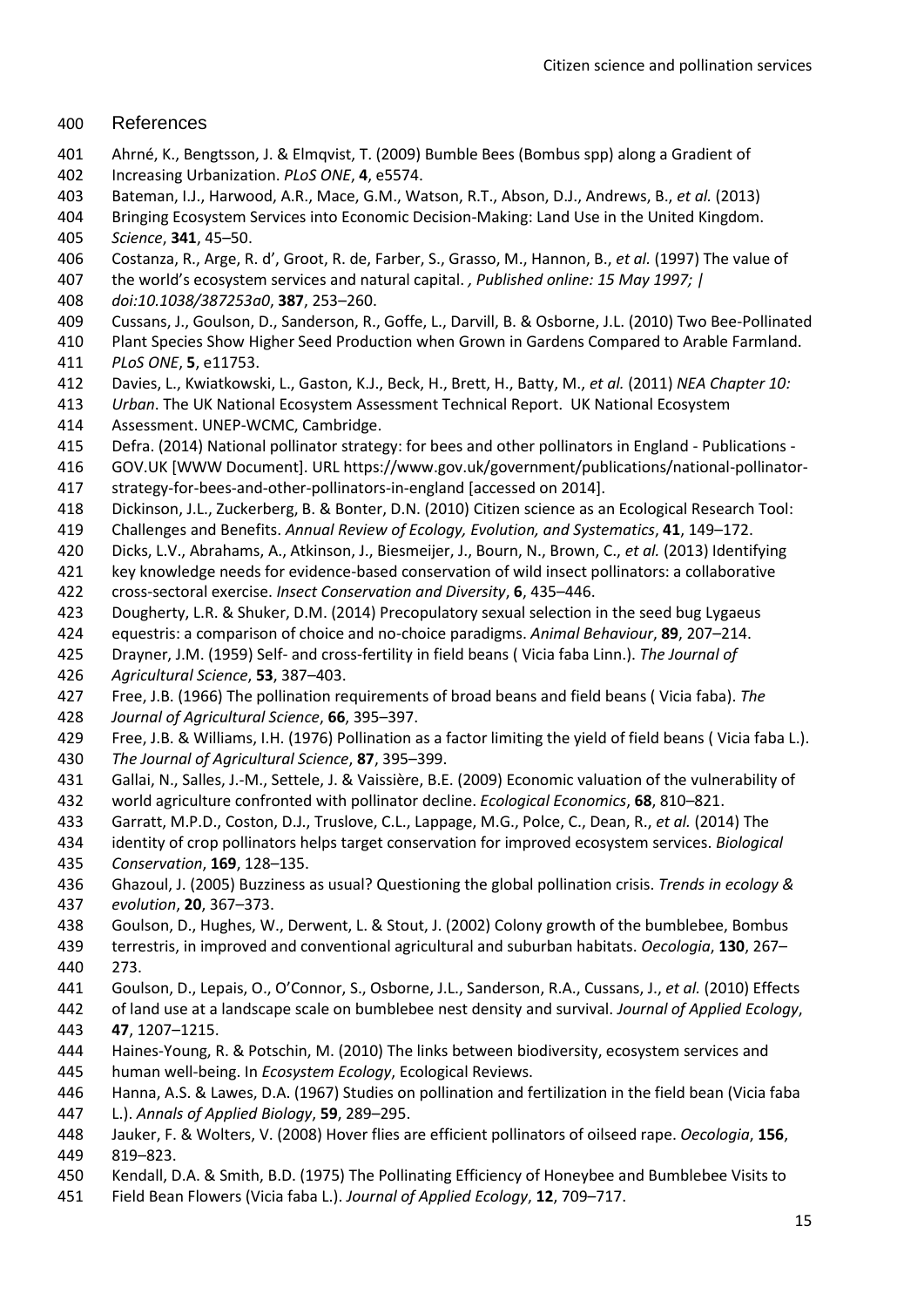## References

Ahrné, K., Bengtsson, J. & Elmqvist, T. (2009) Bumble Bees (Bombus spp) along a Gradient of Increasing Urbanization. *PLoS ONE*, **4**, e5574.

Bateman, I.J., Harwood, A.R., Mace, G.M., Watson, R.T., Abson, D.J., Andrews, B., *et al.* (2013) Bringing Ecosystem Services into Economic Decision-Making: Land Use in the United Kingdom. *Science*, **341**, 45–50.

Costanza, R., Arge, R. d', Groot, R. de, Farber, S., Grasso, M., Hannon, B., *et al.* (1997) The value of the world's ecosystem services and natural capital. *, Published online: 15 May 1997; | doi:10.1038/387253a0*, **387**, 253–260.

Cussans, J., Goulson, D., Sanderson, R., Goffe, L., Darvill, B. & Osborne, J.L. (2010) Two Bee-Pollinated Plant Species Show Higher Seed Production when Grown in Gardens Compared to Arable Farmland. *PLoS ONE*, **5**, e11753.

Davies, L., Kwiatkowski, L., Gaston, K.J., Beck, H., Brett, H., Batty, M., *et al.* (2011) *NEA Chapter 10: Urban*. The UK National Ecosystem Assessment Technical Report. UK National Ecosystem Assessment. UNEP-WCMC, Cambridge.

Defra. (2014) National pollinator strategy: for bees and other pollinators in England - Publications - GOV.UK [WWW Document]. URL https://www.gov.uk/government/publications/national-pollinator-strategy-for-bees-and-other-pollinators-in-england [accessed on 2014].

Dickinson, J.L., Zuckerberg, B. & Bonter, D.N. (2010) Citizen science as an Ecological Research Tool: Challenges and Benefits. *Annual Review of Ecology, Evolution, and Systematics*, **41**, 149–172.

Dicks, L.V., Abrahams, A., Atkinson, J., Biesmeijer, J., Bourn, N., Brown, C., *et al.* (2013) Identifying key knowledge needs for evidence-based conservation of wild insect pollinators: a collaborative cross-sectoral exercise. *Insect Conservation and Diversity*, **6**, 435–446.

Dougherty, L.R. & Shuker, D.M. (2014) Precopulatory sexual selection in the seed bug Lygaeus equestris: a comparison of choice and no-choice paradigms. *Animal Behaviour*, **89**, 207–214.

Drayner, J.M. (1959) Self- and cross-fertility in field beans ( Vicia faba Linn.). *The Journal of Agricultural Science*, **53**, 387–403.

Free, J.B. (1966) The pollination requirements of broad beans and field beans ( Vicia faba). *The Journal of Agricultural Science*, **66**, 395–397.

Free, J.B. & Williams, I.H. (1976) Pollination as a factor limiting the yield of field beans ( Vicia faba L.). *The Journal of Agricultural Science*, **87**, 395–399.

Gallai, N., Salles, J.-M., Settele, J. & Vaissière, B.E. (2009) Economic valuation of the vulnerability of world agriculture confronted with pollinator decline. *Ecological Economics*, **68**, 810–821.

Garratt, M.P.D., Coston, D.J., Truslove, C.L., Lappage, M.G., Polce, C., Dean, R., *et al.* (2014) The identity of crop pollinators helps target conservation for improved ecosystem services. *Biological Conservation*, **169**, 128–135.

Ghazoul, J. (2005) Buzziness as usual? Questioning the global pollination crisis. *Trends in ecology & evolution*, **20**, 367–373.

Goulson, D., Hughes, W., Derwent, L. & Stout, J. (2002) Colony growth of the bumblebee, Bombus terrestris, in improved and conventional agricultural and suburban habitats. *Oecologia*, **130**, 267–273.

Goulson, D., Lepais, O., O'Connor, S., Osborne, J.L., Sanderson, R.A., Cussans, J., *et al.* (2010) Effects of land use at a landscape scale on bumblebee nest density and survival. *Journal of Applied Ecology*, **47**, 1207–1215.

Haines-Young, R. & Potschin, M. (2010) The links between biodiversity, ecosystem services and human well-being. In *Ecosystem Ecology*, Ecological Reviews.

Hanna, A.S. & Lawes, D.A. (1967) Studies on pollination and fertilization in the field bean (Vicia faba L.). *Annals of Applied Biology*, **59**, 289–295.

Jauker, F. & Wolters, V. (2008) Hover flies are efficient pollinators of oilseed rape. *Oecologia*, **156**, 819–823.

Kendall, D.A. & Smith, B.D. (1975) The Pollinating Efficiency of Honeybee and Bumblebee Visits to Field Bean Flowers (Vicia faba L.). *Journal of Applied Ecology*, **12**, 709–717.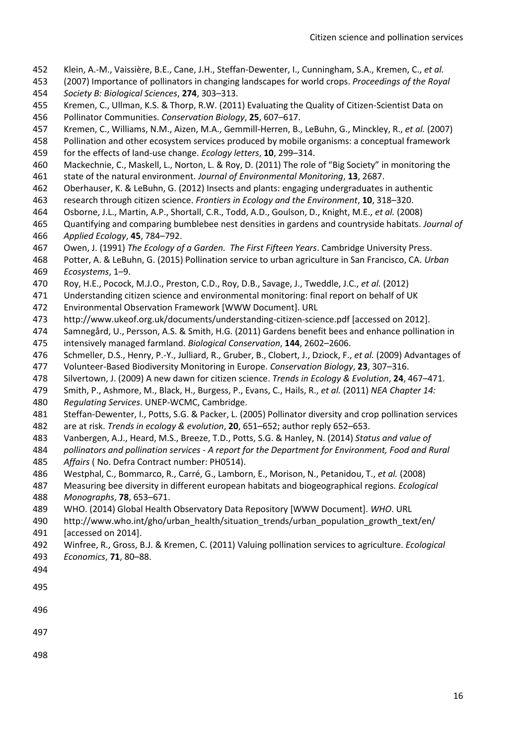Klein, A.-M., Vaissière, B.E., Cane, J.H., Steffan-Dewenter, I., Cunningham, S.A., Kremen, C., *et al.* (2007) Importance of pollinators in changing landscapes for world crops. *Proceedings of the Royal Society B: Biological Sciences*, **274**, 303–313.

Kremen, C., Ullman, K.S. & Thorp, R.W. (2011) Evaluating the Quality of Citizen-Scientist Data on Pollinator Communities. *Conservation Biology*, **25**, 607–617.

Kremen, C., Williams, N.M., Aizen, M.A., Gemmill-Herren, B., LeBuhn, G., Minckley, R., *et al.* (2007) Pollination and other ecosystem services produced by mobile organisms: a conceptual framework for the effects of land-use change. *Ecology letters*, **10**, 299–314.

Mackechnie, C., Maskell, L., Norton, L. & Roy, D. (2011) The role of "Big Society" in monitoring the state of the natural environment. *Journal of Environmental Monitoring*, **13**, 2687.

Oberhauser, K. & LeBuhn, G. (2012) Insects and plants: engaging undergraduates in authentic research through citizen science. *Frontiers in Ecology and the Environment*, **10**, 318–320.

Osborne, J.L., Martin, A.P., Shortall, C.R., Todd, A.D., Goulson, D., Knight, M.E., *et al.* (2008) Quantifying and comparing bumblebee nest densities in gardens and countryside habitats. *Journal of Applied Ecology*, **45**, 784–792.

Owen, J. (1991) *The Ecology of a Garden. The First Fifteen Years*. Cambridge University Press.

Potter, A. & LeBuhn, G. (2015) Pollination service to urban agriculture in San Francisco, CA. *Urban Ecosystems*, 1–9.

Roy, H.E., Pocock, M.J.O., Preston, C.D., Roy, D.B., Savage, J., Tweddle, J.C., *et al.* (2012) Understanding citizen science and environmental monitoring: final report on behalf of UK Environmental Observation Framework [WWW Document]. URL http://www.ukeof.org.uk/documents/understanding-citizen-science.pdf [accessed on 2012].

Samnegård, U., Persson, A.S. & Smith, H.G. (2011) Gardens benefit bees and enhance pollination in intensively managed farmland. *Biological Conservation*, **144**, 2602–2606.

Schmeller, D.S., Henry, P.-Y., Julliard, R., Gruber, B., Clobert, J., Dziock, F., *et al.* (2009) Advantages of Volunteer-Based Biodiversity Monitoring in Europe. *Conservation Biology*, **23**, 307–316.

Silvertown, J. (2009) A new dawn for citizen science. *Trends in Ecology & Evolution*, **24**, 467–471.

Smith, P., Ashmore, M., Black, H., Burgess, P., Evans, C., Hails, R., *et al.* (2011) *NEA Chapter 14: Regulating Services*. UNEP-WCMC, Cambridge.

Steffan-Dewenter, I., Potts, S.G. & Packer, L. (2005) Pollinator diversity and crop pollination services are at risk. *Trends in ecology & evolution*, **20**, 651–652; author reply 652–653.

Vanbergen, A.J., Heard, M.S., Breeze, T.D., Potts, S.G. & Hanley, N. (2014) *Status and value of pollinators and pollination services - A report for the Department for Environment, Food and Rural Affairs* ( No. Defra Contract number: PH0514).

Westphal, C., Bommarco, R., Carré, G., Lamborn, E., Morison, N., Petanidou, T., *et al.* (2008) Measuring bee diversity in different european habitats and biogeographical regions. *Ecological Monographs*, **78**, 653–671.

WHO. (2014) Global Health Observatory Data Repository [WWW Document]. *WHO*. URL http://www.who.int/gho/urban_health/situation_trends/urban_population_growth_text/en/ [accessed on 2014].

Winfree, R., Gross, B.J. & Kremen, C. (2011) Valuing pollination services to agriculture. *Ecological Economics*, **71**, 80–88.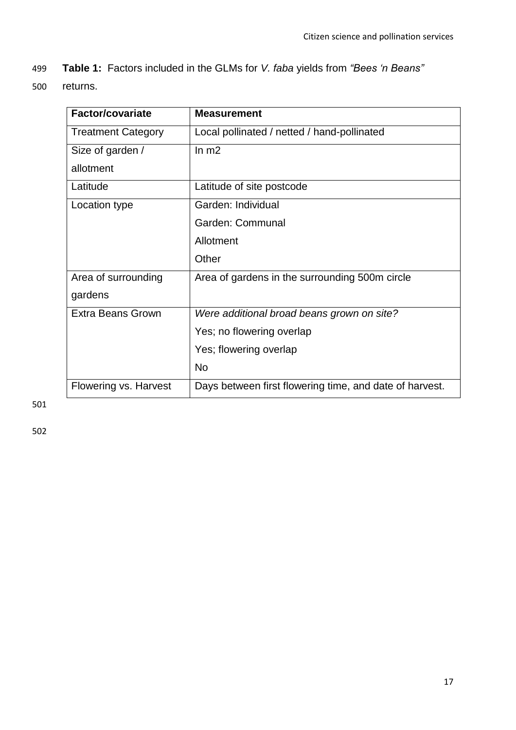**Table 1:** Factors included in the GLMs for *V. faba* yields from *"Bees 'n Beans"* returns.

| **Factor/covariate** | **Measurement** |
|---|---|
| Treatment Category | Local pollinated / netted / hand-pollinated |
| Size of garden / allotment | In m2 |
| Latitude | Latitude of site postcode |
| Location type | Garden: Individual<br>Garden: Communal<br>Allotment<br>Other |
| Area of surrounding gardens | Area of gardens in the surrounding 500m circle |
| Extra Beans Grown | *Were additional broad beans grown on site?*<br>Yes; no flowering overlap<br>Yes; flowering overlap<br>No |
| Flowering vs. Harvest | Days between first flowering time, and date of harvest. |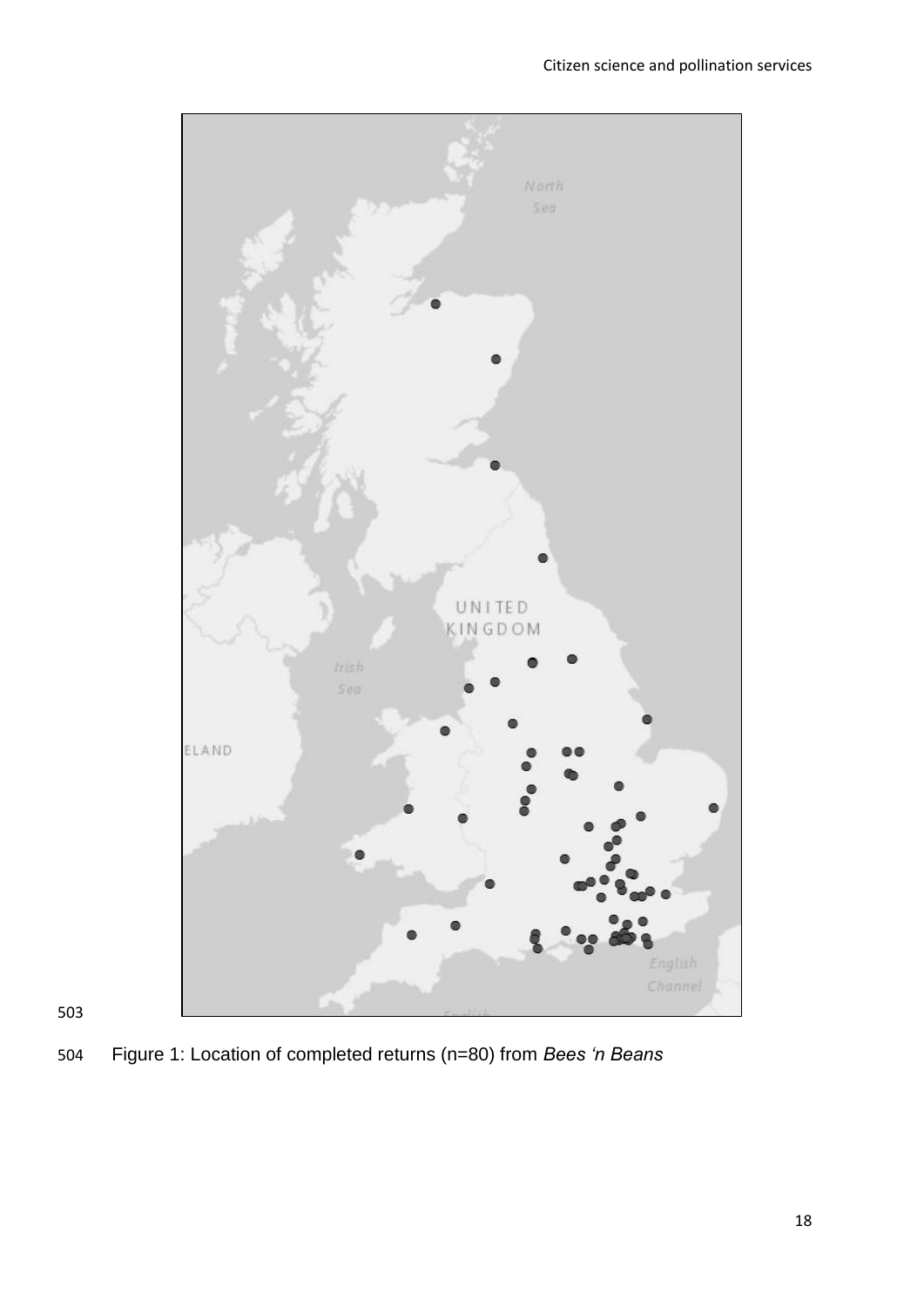Figure 1: Location of completed returns (n=80) from *Bees 'n Beans*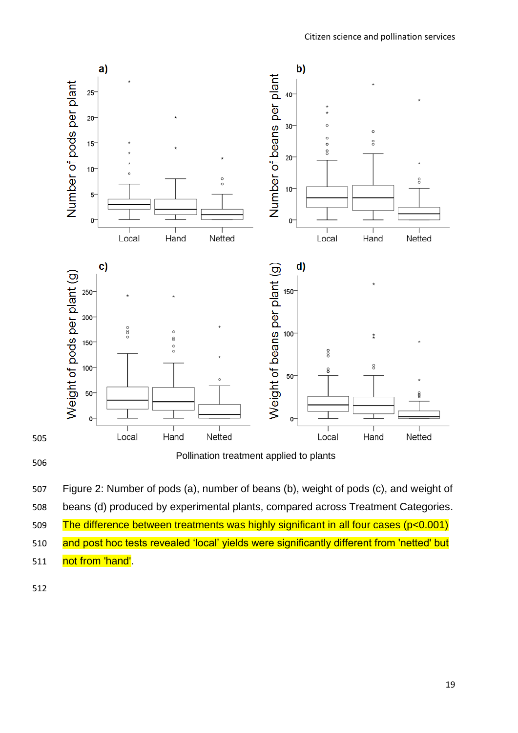Figure 2: Number of pods (a), number of beans (b), weight of pods (c), and weight of beans (d) produced by experimental plants, compared across Treatment Categories. The difference between treatments was highly significant in all four cases ($p<0.001$) and post hoc tests revealed 'local' yields were significantly different from 'netted' but not from 'hand'.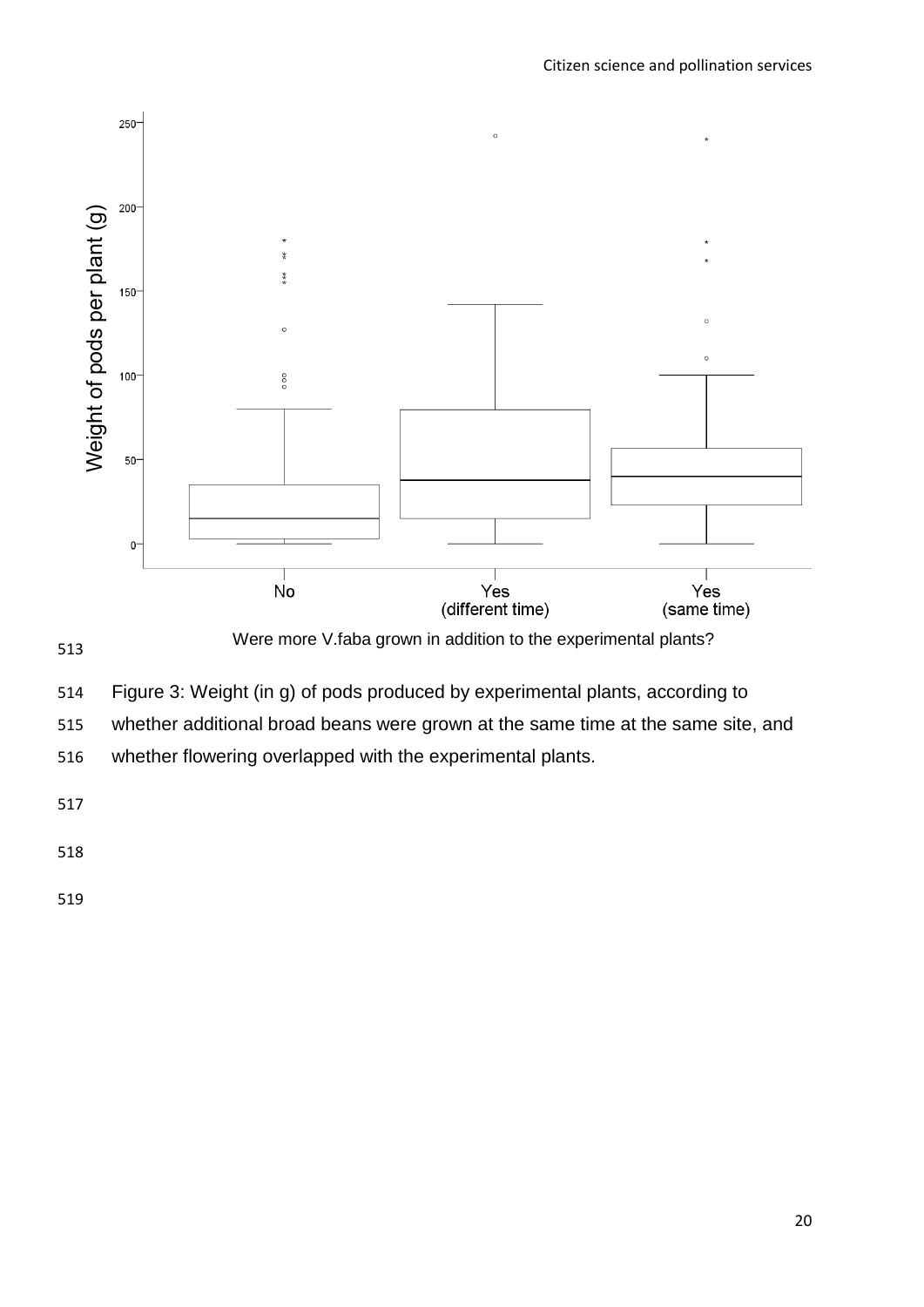Weight of pods per plant (g)

250

200

150

100

50

0

No

Yes
(different time)

Yes
(same time)

Were more V.faba grown in addition to the experimental plants?

Figure 3: Weight (in g) of pods produced by experimental plants, according to whether additional broad beans were grown at the same time at the same site, and whether flowering overlapped with the experimental plants.